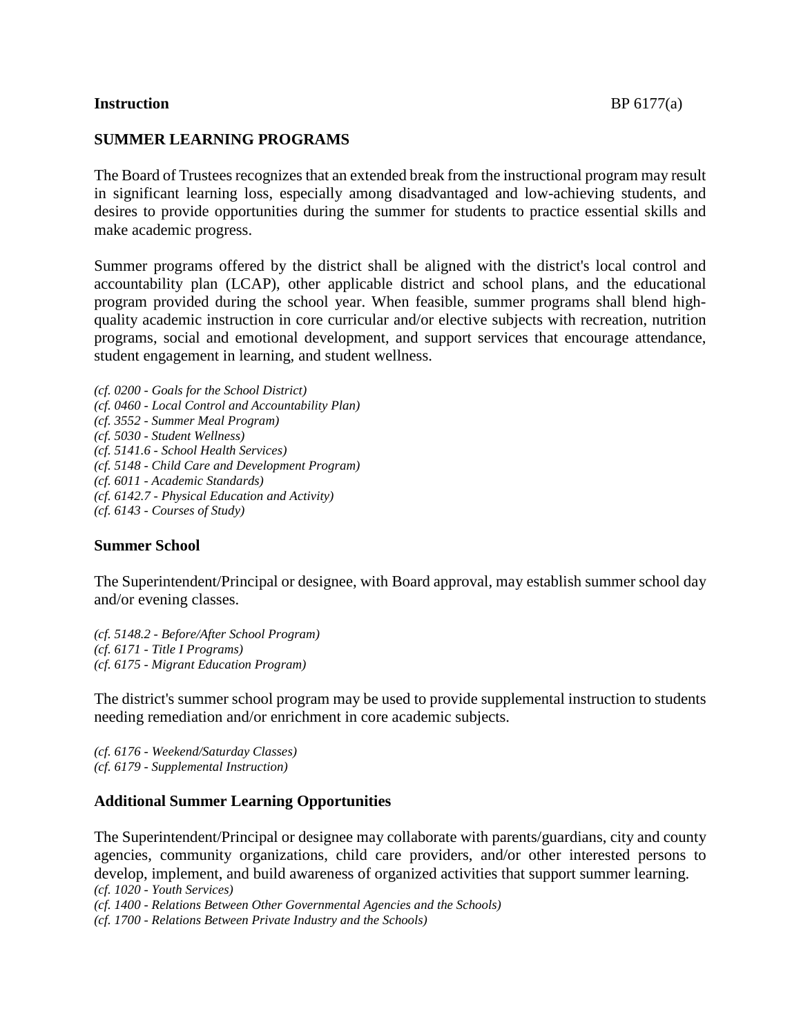**Instruction** BP 6177(a)

## SUMMER LEARNING PROGRAMS

The Board of Trustees recognizes that an extended break from the instructional program may result in significant learning loss, especially among disadvantaged and low-achieving students, and desires to provide opportunities during the summer for students to practice essential skills and make academic progress.

Summer programs offered by the district shall be aligned with the district's local control and accountability plan (LCAP), other applicable district and school plans, and the educational program provided during the school year. When feasible, summer programs shall blend high-quality academic instruction in core curricular and/or elective subjects with recreation, nutrition programs, social and emotional development, and support services that encourage attendance, student engagement in learning, and student wellness.

*(cf. 0200 - Goals for the School District)*
*(cf. 0460 - Local Control and Accountability Plan)*
*(cf. 3552 - Summer Meal Program)*
*(cf. 5030 - Student Wellness)*
*(cf. 5141.6 - School Health Services)*
*(cf. 5148 - Child Care and Development Program)*
*(cf. 6011 - Academic Standards)*
*(cf. 6142.7 - Physical Education and Activity)*
*(cf. 6143 - Courses of Study)*

### Summer School

The Superintendent/Principal or designee, with Board approval, may establish summer school day and/or evening classes.

*(cf. 5148.2 - Before/After School Program)*
*(cf. 6171 - Title I Programs)*
*(cf. 6175 - Migrant Education Program)*

The district's summer school program may be used to provide supplemental instruction to students needing remediation and/or enrichment in core academic subjects.

*(cf. 6176 - Weekend/Saturday Classes)*
*(cf. 6179 - Supplemental Instruction)*

### Additional Summer Learning Opportunities

The Superintendent/Principal or designee may collaborate with parents/guardians, city and county agencies, community organizations, child care providers, and/or other interested persons to develop, implement, and build awareness of organized activities that support summer learning.

*(cf. 1020 - Youth Services)*
*(cf. 1400 - Relations Between Other Governmental Agencies and the Schools)*
*(cf. 1700 - Relations Between Private Industry and the Schools)*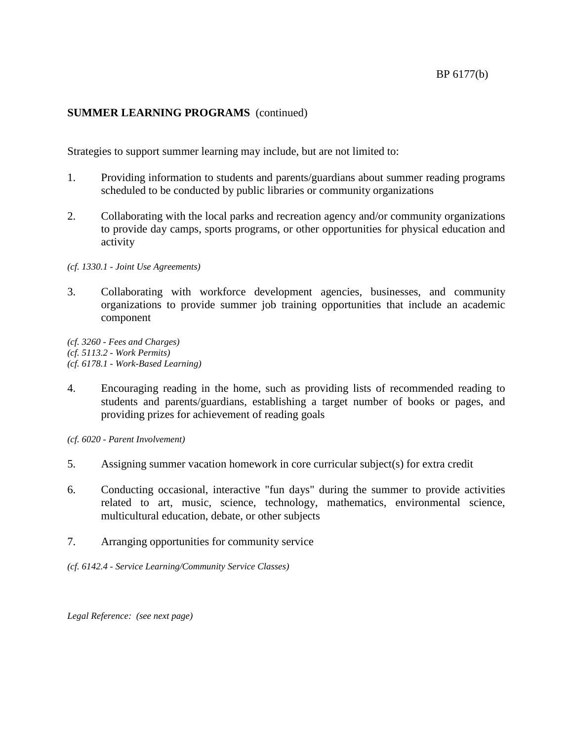**SUMMER LEARNING PROGRAMS** (continued)

Strategies to support summer learning may include, but are not limited to:

1. Providing information to students and parents/guardians about summer reading programs scheduled to be conducted by public libraries or community organizations

2. Collaborating with the local parks and recreation agency and/or community organizations to provide day camps, sports programs, or other opportunities for physical education and activity

*(cf. 1330.1 - Joint Use Agreements)*

3. Collaborating with workforce development agencies, businesses, and community organizations to provide summer job training opportunities that include an academic component

*(cf. 3260 - Fees and Charges)*
*(cf. 5113.2 - Work Permits)*
*(cf. 6178.1 - Work-Based Learning)*

4. Encouraging reading in the home, such as providing lists of recommended reading to students and parents/guardians, establishing a target number of books or pages, and providing prizes for achievement of reading goals

*(cf. 6020 - Parent Involvement)*

5. Assigning summer vacation homework in core curricular subject(s) for extra credit

6. Conducting occasional, interactive "fun days" during the summer to provide activities related to art, music, science, technology, mathematics, environmental science, multicultural education, debate, or other subjects

7. Arranging opportunities for community service

*(cf. 6142.4 - Service Learning/Community Service Classes)*

*Legal Reference: (see next page)*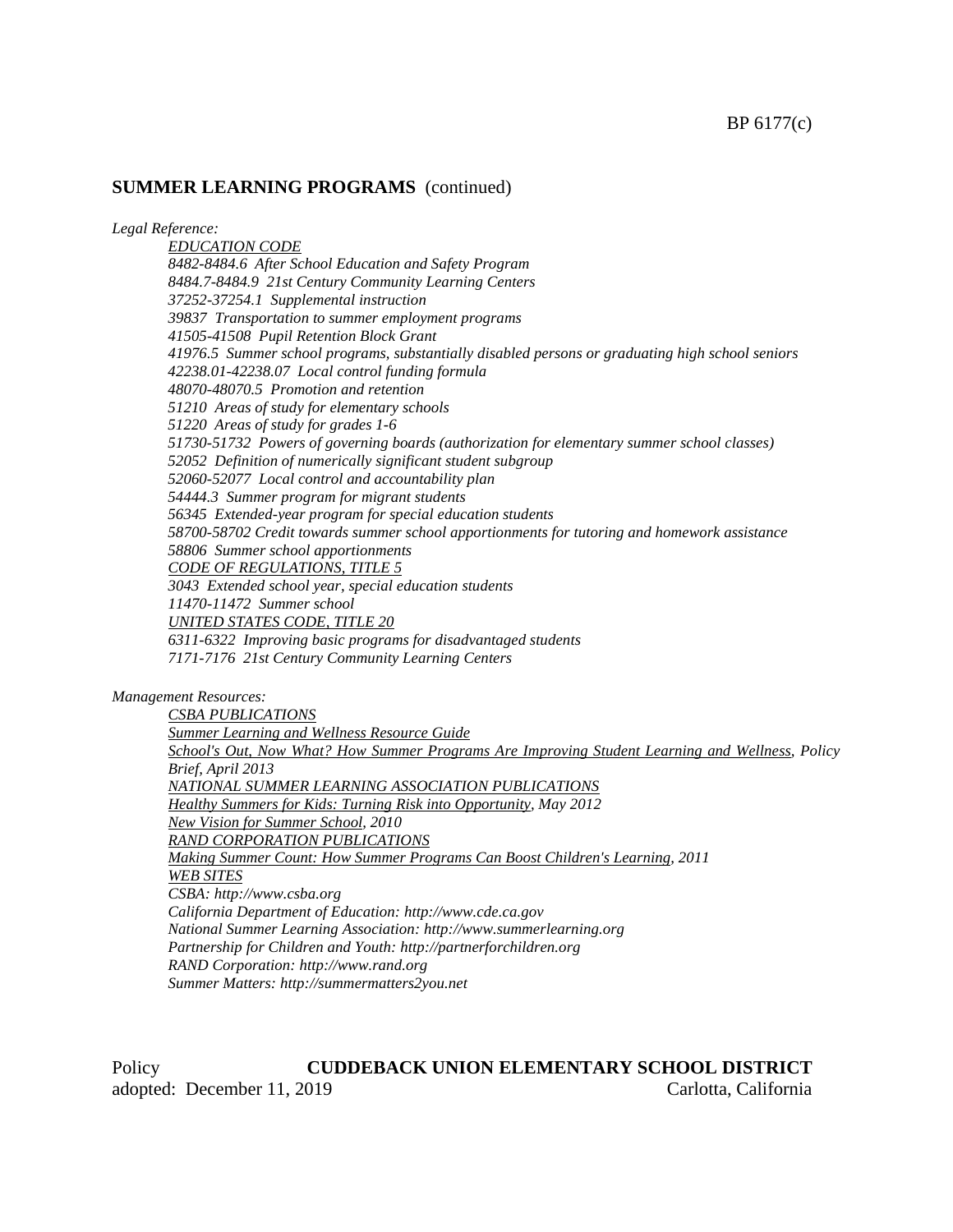## SUMMER LEARNING PROGRAMS (continued)

*Legal Reference:*

*EDUCATION CODE*
*8482-8484.6 After School Education and Safety Program*
*8484.7-8484.9 21st Century Community Learning Centers*
*37252-37254.1 Supplemental instruction*
*39837 Transportation to summer employment programs*
*41505-41508 Pupil Retention Block Grant*
*41976.5 Summer school programs, substantially disabled persons or graduating high school seniors*
*42238.01-42238.07 Local control funding formula*
*48070-48070.5 Promotion and retention*
*51210 Areas of study for elementary schools*
*51220 Areas of study for grades 1-6*
*51730-51732 Powers of governing boards (authorization for elementary summer school classes)*
*52052 Definition of numerically significant student subgroup*
*52060-52077 Local control and accountability plan*
*54444.3 Summer program for migrant students*
*56345 Extended-year program for special education students*
*58700-58702 Credit towards summer school apportionments for tutoring and homework assistance*
*58806 Summer school apportionments*
*CODE OF REGULATIONS, TITLE 5*
*3043 Extended school year, special education students*
*11470-11472 Summer school*
*UNITED STATES CODE, TITLE 20*
*6311-6322 Improving basic programs for disadvantaged students*
*7171-7176 21st Century Community Learning Centers*

*Management Resources:*

*CSBA PUBLICATIONS*
*Summer Learning and Wellness Resource Guide*
*School's Out, Now What? How Summer Programs Are Improving Student Learning and Wellness, Policy Brief, April 2013*
*NATIONAL SUMMER LEARNING ASSOCIATION PUBLICATIONS*
*Healthy Summers for Kids: Turning Risk into Opportunity, May 2012*
*New Vision for Summer School, 2010*
*RAND CORPORATION PUBLICATIONS*
*Making Summer Count: How Summer Programs Can Boost Children's Learning, 2011*
*WEB SITES*
*CSBA: http://www.csba.org*
*California Department of Education: http://www.cde.ca.gov*
*National Summer Learning Association: http://www.summerlearning.org*
*Partnership for Children and Youth: http://partnerforchildren.org*
*RAND Corporation: http://www.rand.org*
*Summer Matters: http://summermatters2you.net*

Policy adopted: December 11, 2019

**CUDDEBACK UNION ELEMENTARY SCHOOL DISTRICT**
Carlotta, California